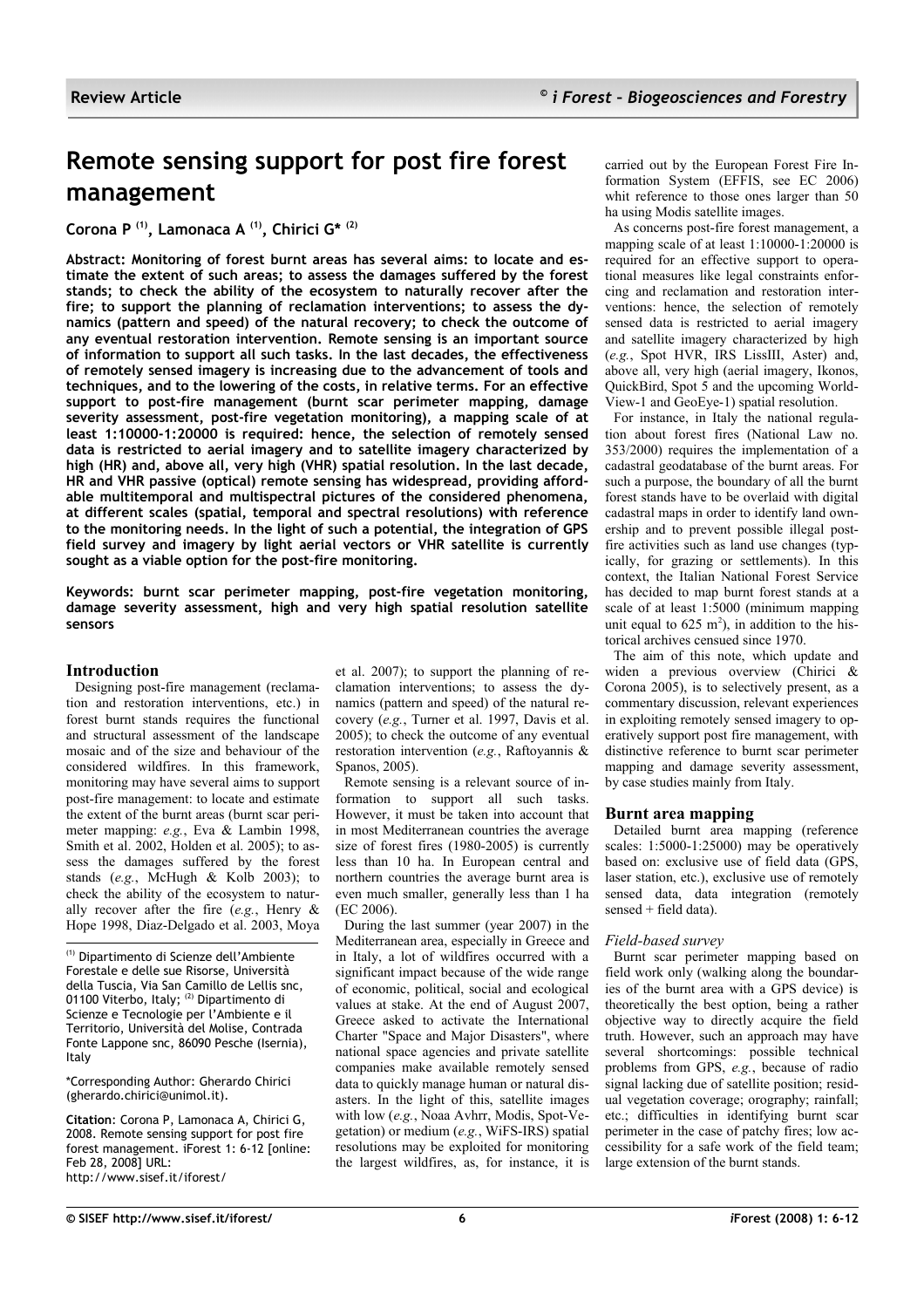Review Article

# Remote sensing support for post fire forest management

**Corona P [(1)], Lamonaca A [(1)], Chirici G* [(2)]**

**Abstract: Monitoring of forest burnt areas has several aims: to locate and estimate the extent of such areas; to assess the damages suffered by the forest stands; to check the ability of the ecosystem to naturally recover after the fire; to support the planning of reclamation interventions; to assess the dynamics (pattern and speed) of the natural recovery; to check the outcome of any eventual restoration intervention. Remote sensing is an important source of information to support all such tasks. In the last decades, the effectiveness of remotely sensed imagery is increasing due to the advancement of tools and techniques, and to the lowering of the costs, in relative terms. For an effective support to post-fire management (burnt scar perimeter mapping, damage severity assessment, post-fire vegetation monitoring), a mapping scale of at least 1:10000-1:20000 is required: hence, the selection of remotely sensed data is restricted to aerial imagery and to satellite imagery characterized by high (HR) and, above all, very high (VHR) spatial resolution. In the last decade, HR and VHR passive (optical) remote sensing has widespread, providing affordable multitemporal and multispectral pictures of the considered phenomena, at different scales (spatial, temporal and spectral resolutions) with reference to the monitoring needs. In the light of such a potential, the integration of GPS field survey and imagery by light aerial vectors or VHR satellite is currently sought as a viable option for the post-fire monitoring.**

**Keywords: burnt scar perimeter mapping, post-fire vegetation monitoring, damage severity assessment, high and very high spatial resolution satellite sensors**

## Introduction

Designing post-fire management (reclamation and restoration interventions, etc.) in forest burnt stands requires the functional and structural assessment of the landscape mosaic and of the size and behaviour of the considered wildfires. In this framework, monitoring may have several aims to support post-fire management: to locate and estimate the extent of the burnt areas (burnt scar perimeter mapping: *e.g.*, Eva & Lambin 1998, Smith et al. 2002, Holden et al. 2005); to assess the damages suffered by the forest stands (*e.g.*, McHugh & Kolb 2003); to check the ability of the ecosystem to naturally recover after the fire (*e.g.*, Henry & Hope 1998, Diaz-Delgado et al. 2003, Moya et al. 2007); to support the planning of reclamation interventions; to assess the dynamics (pattern and speed) of the natural recovery (*e.g.*, Turner et al. 1997, Davis et al. 2005); to check the outcome of any eventual restoration intervention (*e.g.*, Raftoyannis & Spanos, 2005).

Remote sensing is a relevant source of information to support all such tasks. However, it must be taken into account that in most Mediterranean countries the average size of forest fires (1980-2005) is currently less than 10 ha. In European central and northern countries the average burnt area is even much smaller, generally less than 1 ha (EC 2006).

During the last summer (year 2007) in the Mediterranean area, especially in Greece and in Italy, a lot of wildfires occurred with a significant impact because of the wide range of economic, political, social and ecological values at stake. At the end of August 2007, Greece asked to activate the International Charter "Space and Major Disasters", where national space agencies and private satellite companies make available remotely sensed data to quickly manage human or natural disasters. In the light of this, satellite images with low (*e.g.*, Noaa Avhrr, Modis, Spot-Vegetation) or medium (*e.g.*, WiFS-IRS) spatial resolutions may be exploited for monitoring the largest wildfires, as, for instance, it is carried out by the European Forest Fire Information System (EFFIS, see EC 2006) whit reference to those ones larger than 50 ha using Modis satellite images.

As concerns post-fire forest management, a mapping scale of at least 1:10000-1:20000 is required for an effective support to operational measures like legal constraints enforcing and reclamation and restoration interventions: hence, the selection of remotely sensed data is restricted to aerial imagery and satellite imagery characterized by high (*e.g.*, Spot HVR, IRS LissIII, Aster) and, above all, very high (aerial imagery, Ikonos, QuickBird, Spot 5 and the upcoming WorldView-1 and GeoEye-1) spatial resolution.

For instance, in Italy the national regulation about forest fires (National Law no. 353/2000) requires the implementation of a cadastral geodatabase of the burnt areas. For such a purpose, the boundary of all the burnt forest stands have to be overlaid with digital cadastral maps in order to identify land ownership and to prevent possible illegal post-fire activities such as land use changes (typically, for grazing or settlements). In this context, the Italian National Forest Service has decided to map burnt forest stands at a scale of at least 1:5000 (minimum mapping unit equal to 625 $m^2$), in addition to the historical archives censued since 1970.

The aim of this note, which update and widen a previous overview (Chirici & Corona 2005), is to selectively present, as a commentary discussion, relevant experiences in exploiting remotely sensed imagery to operatively support post fire management, with distinctive reference to burnt scar perimeter mapping and damage severity assessment, by case studies mainly from Italy.

## Burnt area mapping

Detailed burnt area mapping (reference scales: 1:5000-1:25000) may be operatively based on: exclusive use of field data (GPS, laser station, etc.), exclusive use of remotely sensed data, data integration (remotely sensed + field data).

### *Field-based survey*

Burnt scar perimeter mapping based on field work only (walking along the boundaries of the burnt area with a GPS device) is theoretically the best option, being a rather objective way to directly acquire the field truth. However, such an approach may have several shortcomings: possible technical problems from GPS, *e.g.*, because of radio signal lacking due of satellite position; residual vegetation coverage; orography; rainfall; etc.; difficulties in identifying burnt scar perimeter in the case of patchy fires; low accessibility for a safe work of the field team; large extension of the burnt stands.

---

[(1)] Dipartimento di Scienze dell'Ambiente Forestale e delle sue Risorse, Università della Tuscia, Via San Camillo de Lellis snc, 01100 Viterbo, Italy; [(2)] Dipartimento di Scienze e Tecnologie per l'Ambiente e il Territorio, Università del Molise, Contrada Fonte Lappone snc, 86090 Pesche (Isernia), Italy

*Corresponding Author: Gherardo Chirici (gherardo.chirici@unimol.it).

**Citation**: Corona P, Lamonaca A, Chirici G, 2008. Remote sensing support for post fire forest management. iForest 1: 6-12 [online: Feb 28, 2008] URL: http://www.sisef.it/iforest/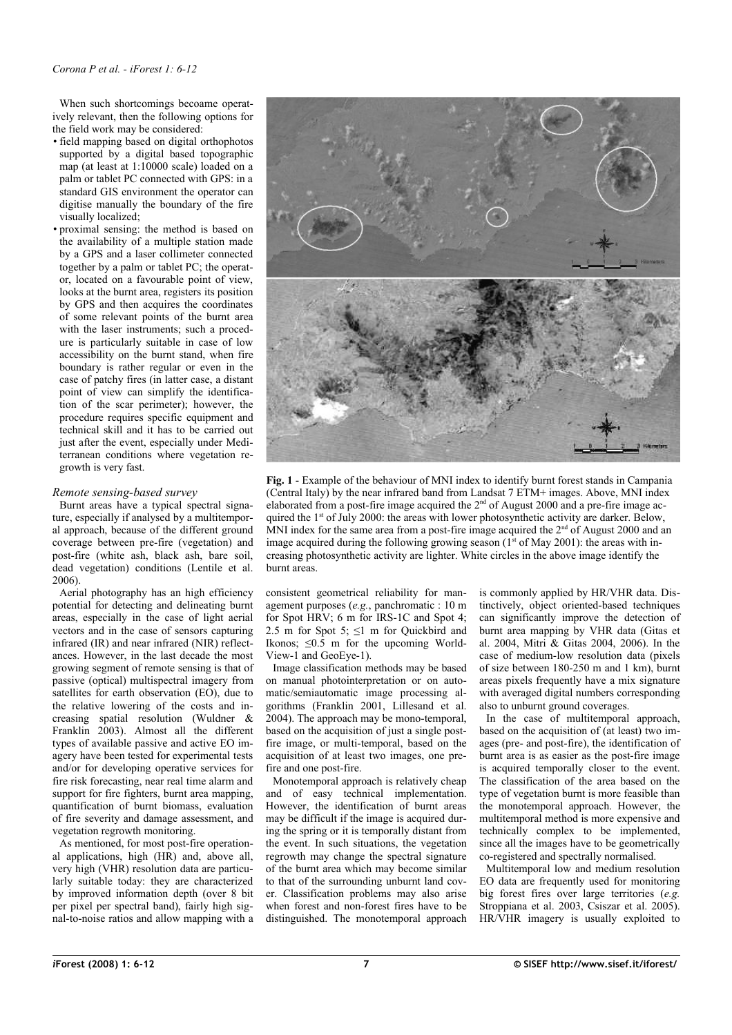When such shortcomings becoame operatively relevant, then the following options for the field work may be considered:

- field mapping based on digital orthophotos supported by a digital based topographic map (at least at 1:10000 scale) loaded on a palm or tablet PC connected with GPS: in a standard GIS environment the operator can digitise manually the boundary of the fire visually localized;
- proximal sensing: the method is based on the availability of a multiple station made by a GPS and a laser collimeter connected together by a palm or tablet PC; the operator, located on a favourable point of view, looks at the burnt area, registers its position by GPS and then acquires the coordinates of some relevant points of the burnt area with the laser instruments; such a procedure is particularly suitable in case of low accessibility on the burnt stand, when fire boundary is rather regular or even in the case of patchy fires (in latter case, a distant point of view can simplify the identification of the scar perimeter); however, the procedure requires specific equipment and technical skill and it has to be carried out just after the event, especially under Mediterranean conditions where vegetation regrowth is very fast.

### *Remote sensing-based survey*

Burnt areas have a typical spectral signature, especially if analysed by a multitemporal approach, because of the different ground coverage between pre-fire (vegetation) and post-fire (white ash, black ash, bare soil, dead vegetation) conditions (Lentile et al. 2006).

Aerial photography has an high efficiency potential for detecting and delineating burnt areas, especially in the case of light aerial vectors and in the case of sensors capturing infrared (IR) and near infrared (NIR) reflectances. However, in the last decade the most growing segment of remote sensing is that of passive (optical) multispectral imagery from satellites for earth observation (EO), due to the relative lowering of the costs and increasing spatial resolution (Wuldner & Franklin 2003). Almost all the different types of available passive and active EO imagery have been tested for experimental tests and/or for developing operative services for fire risk forecasting, near real time alarm and support for fire fighters, burnt area mapping, quantification of burnt biomass, evaluation of fire severity and damage assessment, and vegetation regrowth monitoring.

As mentioned, for most post-fire operational applications, high (HR) and, above all, very high (VHR) resolution data are particularly suitable today: they are characterized by improved information depth (over 8 bit per pixel per spectral band), fairly high signal-to-noise ratios and allow mapping with a consistent geometrical reliability for management purposes (*e.g.*, panchromatic : 10 m for Spot HRV; 6 m for IRS-1C and Spot 4; 2.5 m for Spot 5; ≤1 m for Quickbird and Ikonos; ≤0.5 m for the upcoming WorldView-1 and GeoEye-1).

**Fig. 1** - Example of the behaviour of MNI index to identify burnt forest stands in Campania (Central Italy) by the near infrared band from Landsat 7 ETM+ images. Above, MNI index elaborated from a post-fire image acquired the 2[nd] of August 2000 and a pre-fire image acquired the 1[st] of July 2000: the areas with lower photosynthetic activity are darker. Below, MNI index for the same area from a post-fire image acquired the 2[nd] of August 2000 and an image acquired during the following growing season (1[st] of May 2001): the areas with increasing photosynthetic activity are lighter. White circles in the above image identify the burnt areas.

Image classification methods may be based on manual photointerpretation or on automatic/semiautomatic image processing algorithms (Franklin 2001, Lillesand et al. 2004). The approach may be mono-temporal, based on the acquisition of just a single post-fire image, or multi-temporal, based on the acquisition of at least two images, one pre-fire and one post-fire.

Monotemporal approach is relatively cheap and of easy technical implementation. However, the identification of burnt areas may be difficult if the image is acquired during the spring or it is temporally distant from the event. In such situations, the vegetation regrowth may change the spectral signature of the burnt area which may become similar to that of the surrounding unburnt land cover. Classification problems may also arise when forest and non-forest fires have to be distinguished. The monotemporal approach is commonly applied by HR/VHR data. Distinctively, object oriented-based techniques can significantly improve the detection of burnt area mapping by VHR data (Gitas et al. 2004, Mitri & Gitas 2004, 2006). In the case of medium-low resolution data (pixels of size between 180-250 m and 1 km), burnt areas pixels frequently have a mix signature with averaged digital numbers corresponding also to unburnt ground coverages.

In the case of multitemporal approach, based on the acquisition of (at least) two images (pre- and post-fire), the identification of burnt area is as easier as the post-fire image is acquired temporally closer to the event. The classification of the area based on the type of vegetation burnt is more feasible than the monotemporal approach. However, the multitemporal method is more expensive and technically complex to be implemented, since all the images have to be geometrically co-registered and spectrally normalised.

Multitemporal low and medium resolution EO data are frequently used for monitoring big forest fires over large territories (*e.g.* Stroppiana et al. 2003, Csiszar et al. 2005). HR/VHR imagery is usually exploited to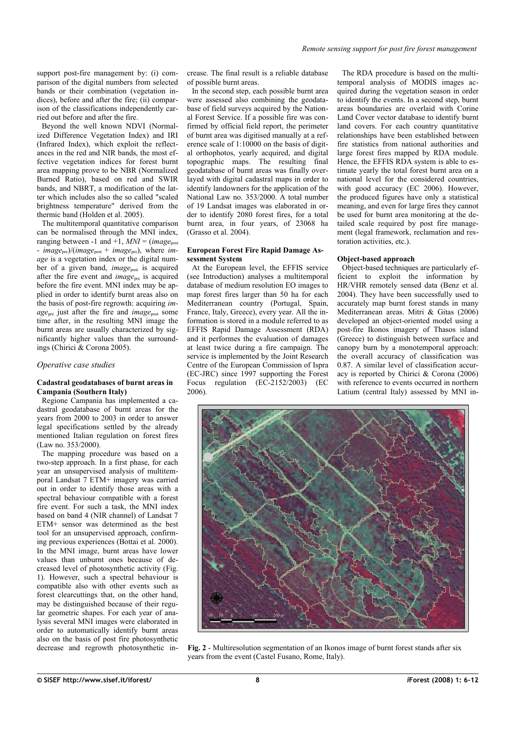support post-fire management by: (i) comparison of the digital numbers from selected bands or their combination (vegetation indices), before and after the fire; (ii) comparison of the classifications independently carried out before and after the fire.

Beyond the well known NDVI (Normalized Difference Vegetation Index) and IRI (Infrared Index), which exploit the reflectances in the red and NIR bands, the most effective vegetation indices for forest burnt area mapping prove to be NBR (Normalized Burned Ratio), based on red and SWIR bands, and NBRT, a modification of the latter which includes also the so called "scaled brightness temperature" derived from the thermic band (Holden et al. 2005).

The multitemporal quantitative comparison can be normalised through the MNI index, ranging between -1 and +1, $MNI = (image_{post} - image_{pre})/(image_{post} + image_{pre})$, where *image* is a vegetation index or the digital number of a given band, $image_{post}$ is acquired after the fire event and $image_{pre}$ is acquired before the fire event. MNI index may be applied in order to identify burnt areas also on the basis of post-fire regrowth: acquiring $image_{pre}$ just after the fire and $image_{post}$ some time after, in the resulting MNI image the burnt areas are usually characterized by significantly higher values than the surroundings (Chirici & Corona 2005).

## *Operative case studies*

### Cadastral geodatabases of burnt areas in Campania (Southern Italy)

Regione Campania has implemented a cadastral geodatabase of burnt areas for the years from 2000 to 2003 in order to answer legal specifications settled by the already mentioned Italian regulation on forest fires (Law no. 353/2000).

The mapping procedure was based on a two-step approach. In a first phase, for each year an unsupervised analysis of multitemporal Landsat 7 ETM+ imagery was carried out in order to identify those areas with a spectral behaviour compatible with a forest fire event. For such a task, the MNI index based on band 4 (NIR channel) of Landsat 7 ETM+ sensor was determined as the best tool for an unsupervised approach, confirming previous experiences (Bottai et al. 2000). In the MNI image, burnt areas have lower values than unburnt ones because of decreased level of photosynthetic activity (Fig. 1). However, such a spectral behaviour is compatible also with other events such as forest clearcuttings that, on the other hand, may be distinguished because of their regular geometric shapes. For each year of analysis several MNI images were elaborated in order to automatically identify burnt areas also on the basis of post fire photosynthetic decrease and regrowth photosynthetic increase. The final result is a reliable database of possible burnt areas.

In the second step, each possible burnt area were assessed also combining the geodatabase of field surveys acquired by the National Forest Service. If a possible fire was confirmed by official field report, the perimeter of burnt area was digitised manually at a reference scale of 1:10000 on the basis of digital orthophotos, yearly acquired, and digital topographic maps. The resulting final geodatabase of burnt areas was finally overlayed with digital cadastral maps in order to identify landowners for the application of the National Law no. 353/2000. A total number of 19 Landsat images was elaborated in order to identify 2080 forest fires, for a total burnt area, in four years, of 23068 ha (Grasso et al. 2004).

### European Forest Fire Rapid Damage Assessment System

At the European level, the EFFIS service (see Introduction) analyses a multitemporal database of medium resolution EO images to map forest fires larger than 50 ha for each Mediterranean country (Portugal, Spain, France, Italy, Greece), every year. All the information is stored in a module referred to as EFFIS Rapid Damage Assessment (RDA) and it performes the evaluation of damages at least twice during a fire campaign. The service is implemented by the Joint Research Centre of the European Commission of Ispra (EC-JRC) since 1997 supporting the Forest Focus regulation (EC-2152/2003) (EC 2006).

The RDA procedure is based on the multitemporal analysis of MODIS images acquired during the vegetation season in order to identify the events. In a second step, burnt areas boundaries are overlaid with Corine Land Cover vector database to identify burnt land covers. For each country quantitative relationships have been established between fire statistics from national authorities and large forest fires mapped by RDA module. Hence, the EFFIS RDA system is able to estimate yearly the total forest burnt area on a national level for the considered countries, with good accuracy (EC 2006). However, the produced figures have only a statistical meaning, and even for large fires they cannot be used for burnt area monitoring at the detailed scale required by post fire management (legal framework, reclamation and restoration activities, etc.).

### Object-based approach

Object-based techniques are particularly efficient to exploit the information by HR/VHR remotely sensed data (Benz et al. 2004). They have been successfully used to accurately map burnt forest stands in many Mediterranean areas. Mitri & Gitas (2006) developed an object-oriented model using a post-fire Ikonos imagery of Thasos island (Greece) to distinguish between surface and canopy burn by a monotemporal approach: the overall accuracy of classification was 0.87. A similar level of classification accuracy is reported by Chirici & Corona (2006) with reference to events occurred in northern Latium (central Italy) assessed by MNI in-

**Fig. 2** - Multiresolution segmentation of an Ikonos image of burnt forest stands after six years from the event (Castel Fusano, Rome, Italy).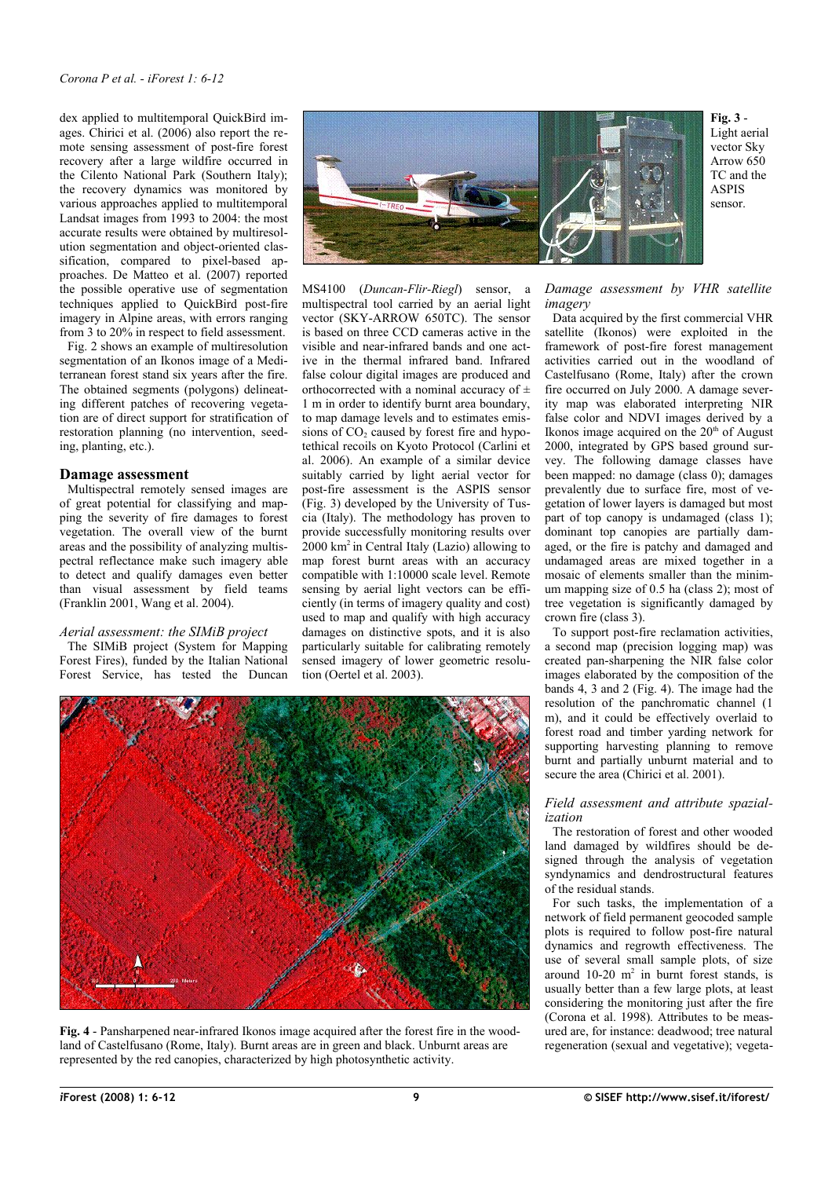dex applied to multitemporal QuickBird images. Chirici et al. (2006) also report the remote sensing assessment of post-fire forest recovery after a large wildfire occurred in the Cilento National Park (Southern Italy); the recovery dynamics was monitored by various approaches applied to multitemporal Landsat images from 1993 to 2004: the most accurate results were obtained by multiresolution segmentation and object-oriented classification, compared to pixel-based approaches. De Matteo et al. (2007) reported the possible operative use of segmentation techniques applied to QuickBird post-fire imagery in Alpine areas, with errors ranging from 3 to 20% in respect to field assessment.

Fig. 2 shows an example of multiresolution segmentation of an Ikonos image of a Mediterranean forest stand six years after the fire. The obtained segments (polygons) delineating different patches of recovering vegetation are of direct support for stratification of restoration planning (no intervention, seeding, planting, etc.).

## Damage assessment

Multispectral remotely sensed images are of great potential for classifying and mapping the severity of fire damages to forest vegetation. The overall view of the burnt areas and the possibility of analyzing multispectral reflectance make such imagery able to detect and qualify damages even better than visual assessment by field teams (Franklin 2001, Wang et al. 2004).

### *Aerial assessment: the SIMiB project*

The SIMiB project (System for Mapping Forest Fires), funded by the Italian National Forest Service, has tested the Duncan MS4100 (*Duncan-Flir-Riegl*) sensor, a multispectral tool carried by an aerial light vector (SKY-ARROW 650TC). The sensor is based on three CCD cameras active in the visible and near-infrared bands and one active in the thermal infrared band. Infrared false colour digital images are produced and orthocorrected with a nominal accuracy of ± 1 m in order to identify burnt area boundary, to map damage levels and to estimates emissions of $CO_2$ caused by forest fire and hypotethical recoils on Kyoto Protocol (Carlini et al. 2006). An example of a similar device suitably carried by light aerial vector for post-fire assessment is the ASPIS sensor (Fig. 3) developed by the University of Tuscia (Italy). The methodology has proven to provide successfully monitoring results over 2000 km$^2$ in Central Italy (Lazio) allowing to map forest burnt areas with an accuracy compatible with 1:10000 scale level. Remote sensing by aerial light vectors can be efficiently (in terms of imagery quality and cost) used to map and qualify with high accuracy damages on distinctive spots, and it is also particularly suitable for calibrating remotely sensed imagery of lower geometric resolution (Oertel et al. 2003).

**Fig. 3** - Light aerial vector Sky Arrow 650 TC and the ASPIS sensor.

### *Damage assessment by VHR satellite imagery*

Data acquired by the first commercial VHR satellite (Ikonos) were exploited in the framework of post-fire forest management activities carried out in the woodland of Castelfusano (Rome, Italy) after the crown fire occurred on July 2000. A damage severity map was elaborated interpreting NIR false color and NDVI images derived by a Ikonos image acquired on the 20$^{th}$ of August 2000, integrated by GPS based ground survey. The following damage classes have been mapped: no damage (class 0); damages prevalently due to surface fire, most of vegetation of lower layers is damaged but most part of top canopy is undamaged (class 1); dominant top canopies are partially damaged, or the fire is patchy and damaged and undamaged areas are mixed together in a mosaic of elements smaller than the minimum mapping size of 0.5 ha (class 2); most of tree vegetation is significantly damaged by crown fire (class 3).

To support post-fire reclamation activities, a second map (precision logging map) was created pan-sharpening the NIR false color images elaborated by the composition of the bands 4, 3 and 2 (Fig. 4). The image had the resolution of the panchromatic channel (1 m), and it could be effectively overlaid to forest road and timber yarding network for supporting harvesting planning to remove burnt and partially unburnt material and to secure the area (Chirici et al. 2001).

**Fig. 4** - Pansharpened near-infrared Ikonos image acquired after the forest fire in the woodland of Castelfusano (Rome, Italy). Burnt areas are in green and black. Unburnt areas are represented by the red canopies, characterized by high photosynthetic activity.

### *Field assessment and attribute spazialization*

The restoration of forest and other wooded land damaged by wildfires should be designed through the analysis of vegetation syndynamics and dendrostructural features of the residual stands.

For such tasks, the implementation of a network of field permanent geocoded sample plots is required to follow post-fire natural dynamics and regrowth effectiveness. The use of several small sample plots, of size around 10-20 m$^2$ in burnt forest stands, is usually better than a few large plots, at least considering the monitoring just after the fire (Corona et al. 1998). Attributes to be measured are, for instance: deadwood; tree natural regeneration (sexual and vegetative); vegeta-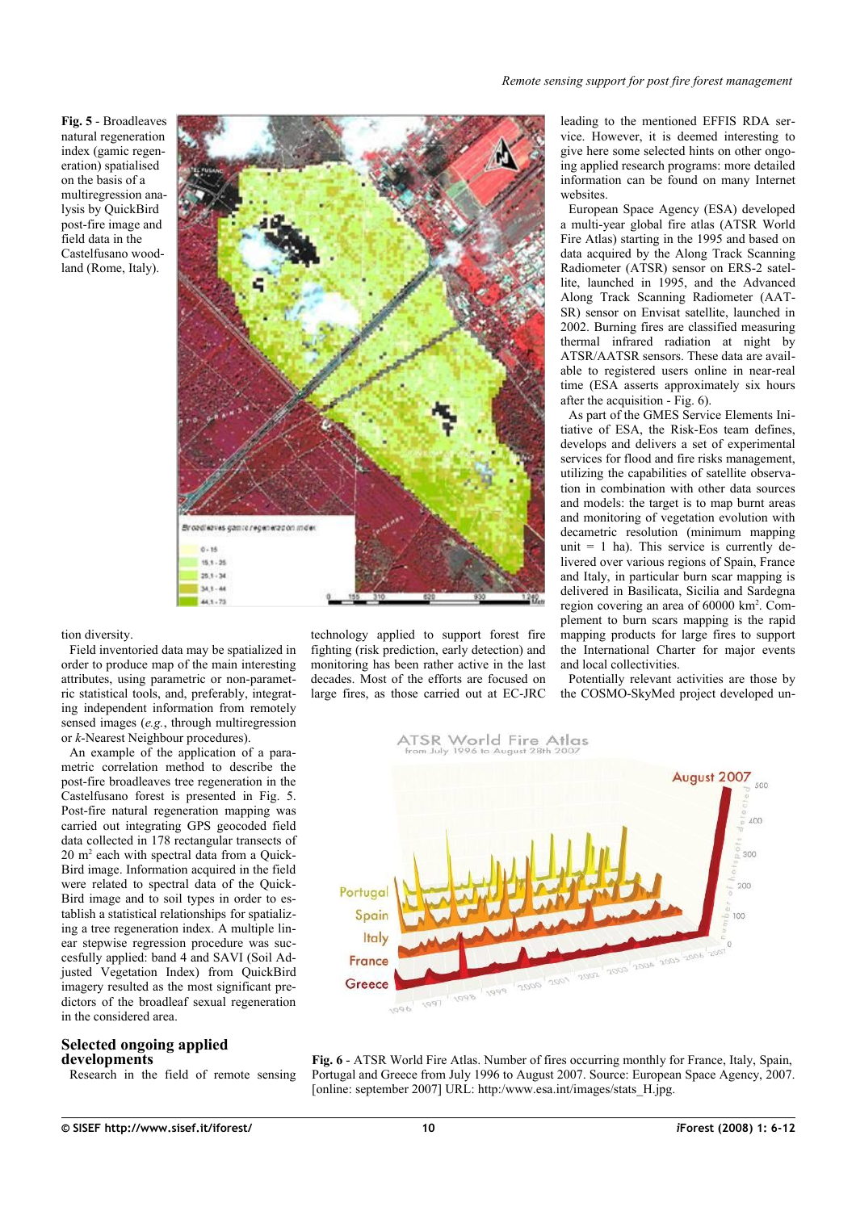**Fig. 5** - Broadleaves natural regeneration index (gamic regeneration) spatialised on the basis of a multiregression analysis by QuickBird post-fire image and field data in the Castelfusano woodland (Rome, Italy).

tion diversity.

Field inventoried data may be spatialized in order to produce map of the main interesting attributes, using parametric or non-parametric statistical tools, and, preferably, integrating independent information from remotely sensed images (*e.g.*, through multiregression or *k*-Nearest Neighbour procedures).

An example of the application of a parametric correlation method to describe the post-fire broadleaves tree regeneration in the Castelfusano forest is presented in Fig. 5. Post-fire natural regeneration mapping was carried out integrating GPS geocoded field data collected in 178 rectangular transects of 20 m² each with spectral data from a QuickBird image. Information acquired in the field were related to spectral data of the QuickBird image and to soil types in order to establish a statistical relationships for spatializing a tree regeneration index. A multiple linear stepwise regression procedure was succesfully applied: band 4 and SAVI (Soil Adjusted Vegetation Index) from QuickBird imagery resulted as the most significant predictors of the broadleaf sexual regeneration in the considered area.

## Selected ongoing applied developments

Research in the field of remote sensing technology applied to support forest fire fighting (risk prediction, early detection) and monitoring has been rather active in the last decades. Most of the efforts are focused on large fires, as those carried out at EC-JRC leading to the mentioned EFFIS RDA service. However, it is deemed interesting to give here some selected hints on other ongoing applied research programs: more detailed information can be found on many Internet websites.

European Space Agency (ESA) developed a multi-year global fire atlas (ATSR World Fire Atlas) starting in the 1995 and based on data acquired by the Along Track Scanning Radiometer (ATSR) sensor on ERS-2 satellite, launched in 1995, and the Advanced Along Track Scanning Radiometer (AATSR) sensor on Envisat satellite, launched in 2002. Burning fires are classified measuring thermal infrared radiation at night by ATSR/AATSR sensors. These data are available to registered users online in near-real time (ESA asserts approximately six hours after the acquisition - Fig. 6).

As part of the GMES Service Elements Initiative of ESA, the Risk-Eos team defines, develops and delivers a set of experimental services for flood and fire risks management, utilizing the capabilities of satellite observation in combination with other data sources and models: the target is to map burnt areas and monitoring of vegetation evolution with decametric resolution (minimum mapping unit = 1 ha). This service is currently delivered over various regions of Spain, France and Italy, in particular burn scar mapping is delivered in Basilicata, Sicilia and Sardegna region covering an area of 60000 km². Complement to burn scars mapping is the rapid mapping products for large fires to support the International Charter for major events and local collectivities.

Potentially relevant activities are those by the COSMO-SkyMed project developed un-

**Fig. 6** - ATSR World Fire Atlas. Number of fires occurring monthly for France, Italy, Spain, Portugal and Greece from July 1996 to August 2007. Source: European Space Agency, 2007. [online: september 2007] URL: http:/www.esa.int/images/stats_H.jpg.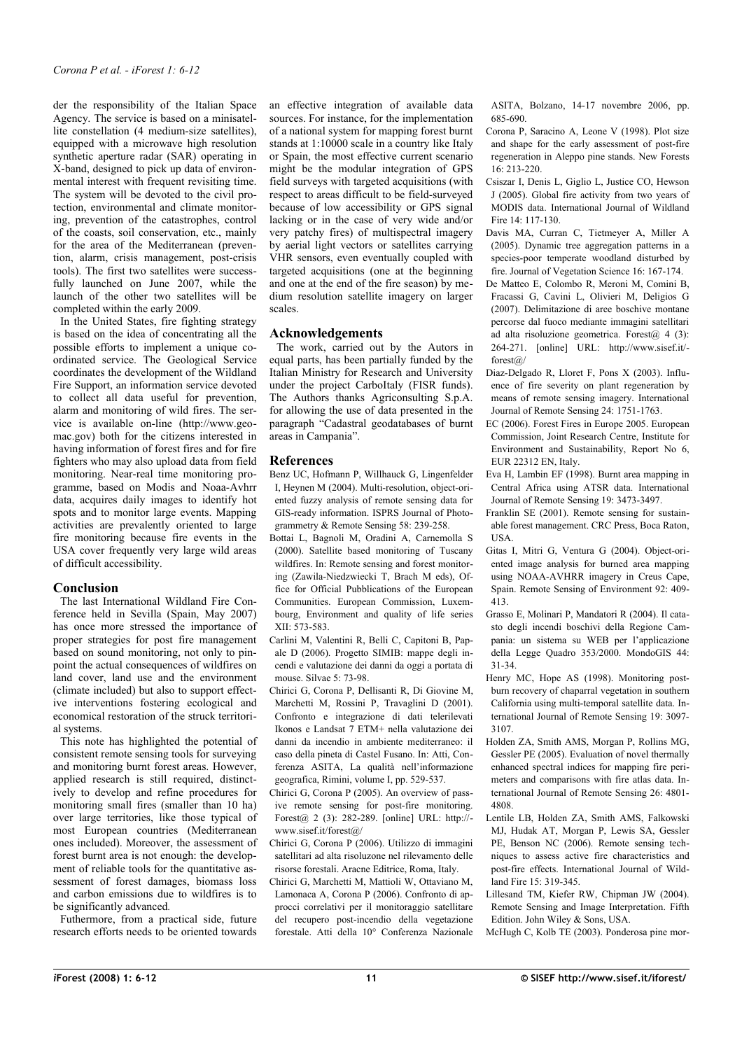der the responsibility of the Italian Space Agency. The service is based on a minisatellite constellation (4 medium-size satellites), equipped with a microwave high resolution synthetic aperture radar (SAR) operating in X-band, designed to pick up data of environmental interest with frequent revisiting time. The system will be devoted to the civil protection, environmental and climate monitoring, prevention of the catastrophes, control of the coasts, soil conservation, etc., mainly for the area of the Mediterranean (prevention, alarm, crisis management, post-crisis tools). The first two satellites were successfully launched on June 2007, while the launch of the other two satellites will be completed within the early 2009.

In the United States, fire fighting strategy is based on the idea of concentrating all the possible efforts to implement a unique coordinated service. The Geological Service coordinates the development of the Wildland Fire Support, an information service devoted to collect all data useful for prevention, alarm and monitoring of wild fires. The service is available on-line (http://www.geomac.gov) both for the citizens interested in having information of forest fires and for fire fighters who may also upload data from field monitoring. Near-real time monitoring programme, based on Modis and Noaa-Avhrr data, acquires daily images to identify hot spots and to monitor large events. Mapping activities are prevalently oriented to large fire monitoring because fire events in the USA cover frequently very large wild areas of difficult accessibility.

## Conclusion

The last International Wildland Fire Conference held in Sevilla (Spain, May 2007) has once more stressed the importance of proper strategies for post fire management based on sound monitoring, not only to pinpoint the actual consequences of wildfires on land cover, land use and the environment (climate included) but also to support effective interventions fostering ecological and economical restoration of the struck territorial systems.

This note has highlighted the potential of consistent remote sensing tools for surveying and monitoring burnt forest areas. However, applied research is still required, distinctively to develop and refine procedures for monitoring small fires (smaller than 10 ha) over large territories, like those typical of most European countries (Mediterranean ones included). Moreover, the assessment of forest burnt area is not enough: the development of reliable tools for the quantitative assessment of forest damages, biomass loss and carbon emissions due to wildfires is to be significantly advanced.

Futhermore, from a practical side, future research efforts needs to be oriented towards an effective integration of available data sources. For instance, for the implementation of a national system for mapping forest burnt stands at 1:10000 scale in a country like Italy or Spain, the most effective current scenario might be the modular integration of GPS field surveys with targeted acquisitions (with respect to areas difficult to be field-surveyed because of low accessibility or GPS signal lacking or in the case of very wide and/or very patchy fires) of multispectral imagery by aerial light vectors or satellites carrying VHR sensors, even eventually coupled with targeted acquisitions (one at the beginning and one at the end of the fire season) by medium resolution satellite imagery on larger scales.

## Acknowledgements

The work, carried out by the Autors in equal parts, has been partially funded by the Italian Ministry for Research and University under the project CarboItaly (FISR funds). The Authors thanks Agriconsulting S.p.A. for allowing the use of data presented in the paragraph "Cadastral geodatabases of burnt areas in Campania".

## References

Benz UC, Hofmann P, Willhauck G, Lingenfelder I, Heynen M (2004). Multi-resolution, object-oriented fuzzy analysis of remote sensing data for GIS-ready information. ISPRS Journal of Photogrammetry & Remote Sensing 58: 239-258.

Bottai L, Bagnoli M, Oradini A, Carnemolla S (2000). Satellite based monitoring of Tuscany wildfires. In: Remote sensing and forest monitoring (Zawila-Niedzwiecki T, Brach M eds), Office for Official Pubblications of the European Communities. European Commission, Luxembourg, Environment and quality of life series XII: 573-583.

Carlini M, Valentini R, Belli C, Capitoni B, Pappale D (2006). Progetto SIMIB: mappe degli incendi e valutazione dei danni da oggi a portata di mouse. Silvae 5: 73-98.

Chirici G, Corona P, Dellisanti R, Di Giovine M, Marchetti M, Rossini P, Travaglini D (2001). Confronto e integrazione di dati telerilevati Ikonos e Landsat 7 ETM+ nella valutazione dei danni da incendio in ambiente mediterraneo: il caso della pineta di Castel Fusano. In: Atti, Conferenza ASITA, La qualità nell'informazione geografica, Rimini, volume I, pp. 529-537.

Chirici G, Corona P (2005). An overview of passive remote sensing for post-fire monitoring. Forest@ 2 (3): 282-289. [online] URL: http://www.sisef.it/forest@/

Chirici G, Corona P (2006). Utilizzo di immagini satellitari ad alta risoluzone nel rilevamento delle risorse forestali. Aracne Editrice, Roma, Italy.

Chirici G, Marchetti M, Mattioli W, Ottaviano M, Lamonaca A, Corona P (2006). Confronto di approcci correlativi per il monitoraggio satellitare del recupero post-incendio della vegetazione forestale. Atti della 10° Conferenza Nazionale ASITA, Bolzano, 14-17 novembre 2006, pp. 685-690.

Corona P, Saracino A, Leone V (1998). Plot size and shape for the early assessment of post-fire regeneration in Aleppo pine stands. New Forests 16: 213-220.

Csiszar I, Denis L, Giglio L, Justice CO, Hewson J (2005). Global fire activity from two years of MODIS data. International Journal of Wildland Fire 14: 117-130.

Davis MA, Curran C, Tietmeyer A, Miller A (2005). Dynamic tree aggregation patterns in a species-poor temperate woodland disturbed by fire. Journal of Vegetation Science 16: 167-174.

De Matteo E, Colombo R, Meroni M, Comini B, Fracassi G, Cavini L, Olivieri M, Deligios G (2007). Delimitazione di aree boschive montane percorse dal fuoco mediante immagini satellitari ad alta risoluzione geometrica. Forest@ 4 (3): 264-271. [online] URL: http://www.sisef.it/forest@/

Diaz-Delgado R, Lloret F, Pons X (2003). Influence of fire severity on plant regeneration by means of remote sensing imagery. International Journal of Remote Sensing 24: 1751-1763.

EC (2006). Forest Fires in Europe 2005. European Commission, Joint Research Centre, Institute for Environment and Sustainability, Report No 6, EUR 22312 EN, Italy.

Eva H, Lambin EF (1998). Burnt area mapping in Central Africa using ATSR data. International Journal of Remote Sensing 19: 3473-3497.

Franklin SE (2001). Remote sensing for sustainable forest management. CRC Press, Boca Raton, USA.

Gitas I, Mitri G, Ventura G (2004). Object-oriented image analysis for burned area mapping using NOAA-AVHRR imagery in Creus Cape, Spain. Remote Sensing of Environment 92: 409-413.

Grasso E, Molinari P, Mandatori R (2004). Il catasto degli incendi boschivi della Regione Campania: un sistema su WEB per l'applicazione della Legge Quadro 353/2000. MondoGIS 44: 31-34.

Henry MC, Hope AS (1998). Monitoring post-burn recovery of chaparral vegetation in southern California using multi-temporal satellite data. International Journal of Remote Sensing 19: 3097-3107.

Holden ZA, Smith AMS, Morgan P, Rollins MG, Gessler PE (2005). Evaluation of novel thermally enhanced spectral indices for mapping fire perimeters and comparisons with fire atlas data. International Journal of Remote Sensing 26: 4801-4808.

Lentile LB, Holden ZA, Smith AMS, Falkowski MJ, Hudak AT, Morgan P, Lewis SA, Gessler PE, Benson NC (2006). Remote sensing techniques to assess active fire characteristics and post-fire effects. International Journal of Wildland Fire 15: 319-345.

Lillesand TM, Kiefer RW, Chipman JW (2004). Remote Sensing and Image Interpretation. Fifth Edition. John Wiley & Sons, USA.

McHugh C, Kolb TE (2003). Ponderosa pine mor-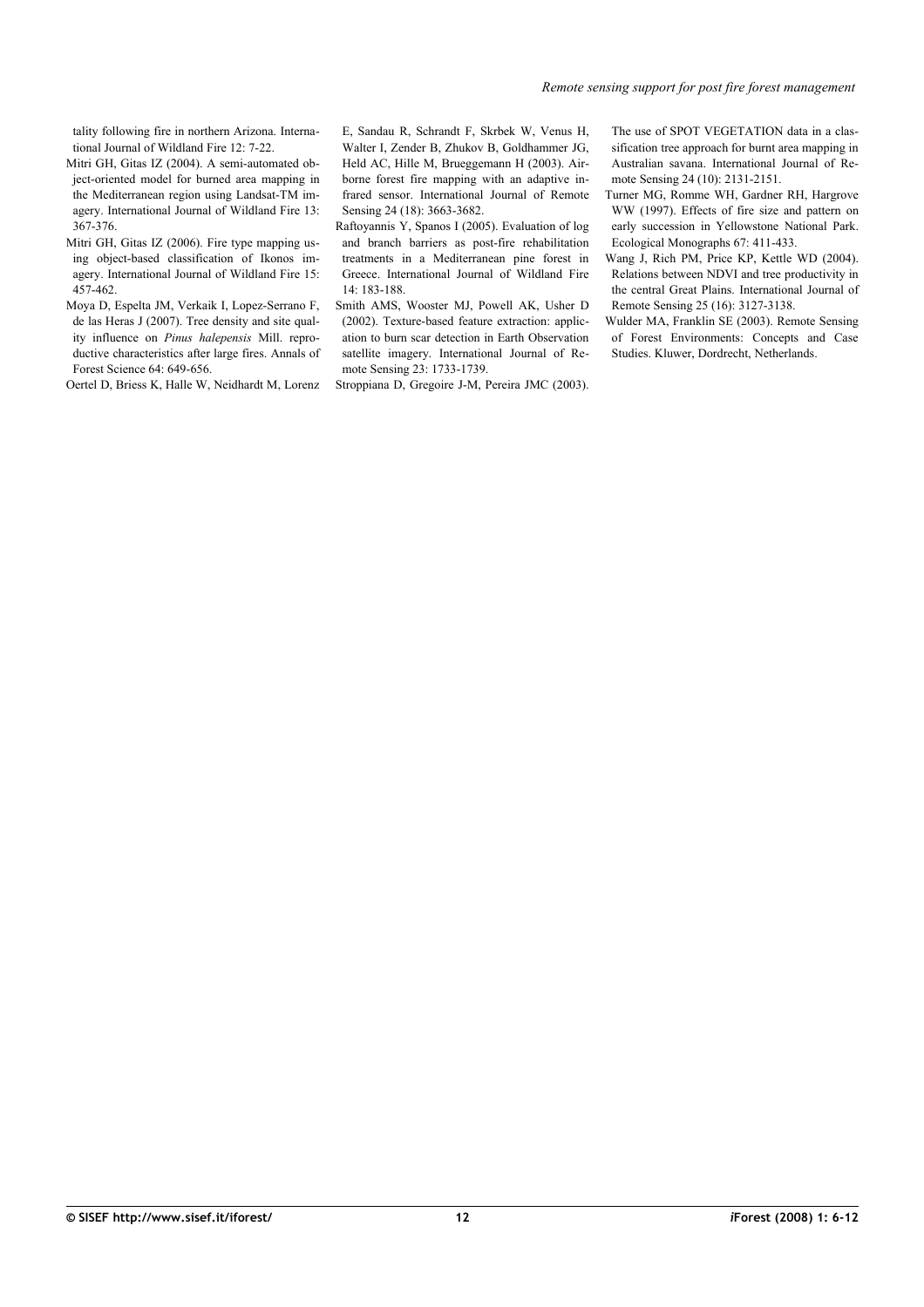tality following fire in northern Arizona. International Journal of Wildland Fire 12: 7-22.

Mitri GH, Gitas IZ (2004). A semi-automated object-oriented model for burned area mapping in the Mediterranean region using Landsat-TM imagery. International Journal of Wildland Fire 13: 367-376.

Mitri GH, Gitas IZ (2006). Fire type mapping using object-based classification of Ikonos imagery. International Journal of Wildland Fire 15: 457-462.

Moya D, Espelta JM, Verkaik I, Lopez-Serrano F, de las Heras J (2007). Tree density and site quality influence on *Pinus halepensis* Mill. reproductive characteristics after large fires. Annals of Forest Science 64: 649-656.

Oertel D, Briess K, Halle W, Neidhardt M, Lorenz E, Sandau R, Schrandt F, Skrbek W, Venus H, Walter I, Zender B, Zhukov B, Goldhammer JG, Held AC, Hille M, Brueggemann H (2003). Airborne forest fire mapping with an adaptive infrared sensor. International Journal of Remote Sensing 24 (18): 3663-3682.

Raftoyannis Y, Spanos I (2005). Evaluation of log and branch barriers as post-fire rehabilitation treatments in a Mediterranean pine forest in Greece. International Journal of Wildland Fire 14: 183-188.

Smith AMS, Wooster MJ, Powell AK, Usher D (2002). Texture-based feature extraction: application to burn scar detection in Earth Observation satellite imagery. International Journal of Remote Sensing 23: 1733-1739.

Stroppiana D, Gregoire J-M, Pereira JMC (2003). The use of SPOT VEGETATION data in a classification tree approach for burnt area mapping in Australian savana. International Journal of Remote Sensing 24 (10): 2131-2151.

Turner MG, Romme WH, Gardner RH, Hargrove WW (1997). Effects of fire size and pattern on early succession in Yellowstone National Park. Ecological Monographs 67: 411-433.

Wang J, Rich PM, Price KP, Kettle WD (2004). Relations between NDVI and tree productivity in the central Great Plains. International Journal of Remote Sensing 25 (16): 3127-3138.

Wulder MA, Franklin SE (2003). Remote Sensing of Forest Environments: Concepts and Case Studies. Kluwer, Dordrecht, Netherlands.